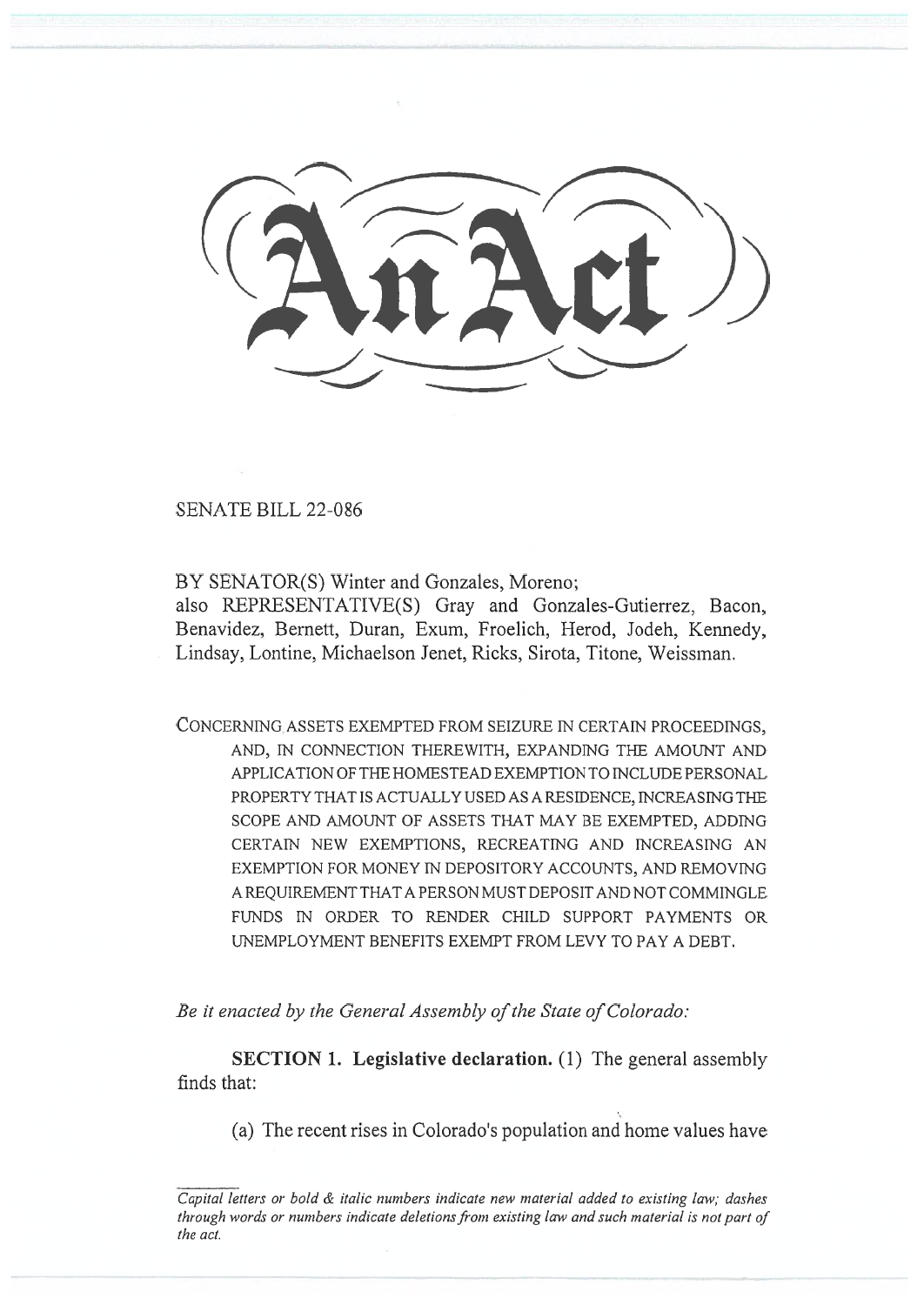# An Act

SENATE BILL 22-086

BY SENATOR(S) Winter and Gonzales, Moreno;
also REPRESENTATIVE(S) Gray and Gonzales-Gutierrez, Bacon, Benavidez, Bernett, Duran, Exum, Froelich, Herod, Jodeh, Kennedy, Lindsay, Lontine, Michaelson Jenet, Ricks, Sirota, Titone, Weissman.

CONCERNING ASSETS EXEMPTED FROM SEIZURE IN CERTAIN PROCEEDINGS, AND, IN CONNECTION THEREWITH, EXPANDING THE AMOUNT AND APPLICATION OF THE HOMESTEAD EXEMPTION TO INCLUDE PERSONAL PROPERTY THAT IS ACTUALLY USED AS A RESIDENCE, INCREASING THE SCOPE AND AMOUNT OF ASSETS THAT MAY BE EXEMPTED, ADDING CERTAIN NEW EXEMPTIONS, RECREATING AND INCREASING AN EXEMPTION FOR MONEY IN DEPOSITORY ACCOUNTS, AND REMOVING A REQUIREMENT THAT A PERSON MUST DEPOSIT AND NOT COMMINGLE FUNDS IN ORDER TO RENDER CHILD SUPPORT PAYMENTS OR UNEMPLOYMENT BENEFITS EXEMPT FROM LEVY TO PAY A DEBT.

*Be it enacted by the General Assembly of the State of Colorado:*

**SECTION 1. Legislative declaration.** (1) The general assembly finds that:

(a) The recent rises in Colorado's population and home values have

*Capital letters or bold & italic numbers indicate new material added to existing law; dashes through words or numbers indicate deletions from existing law and such material is not part of the act.*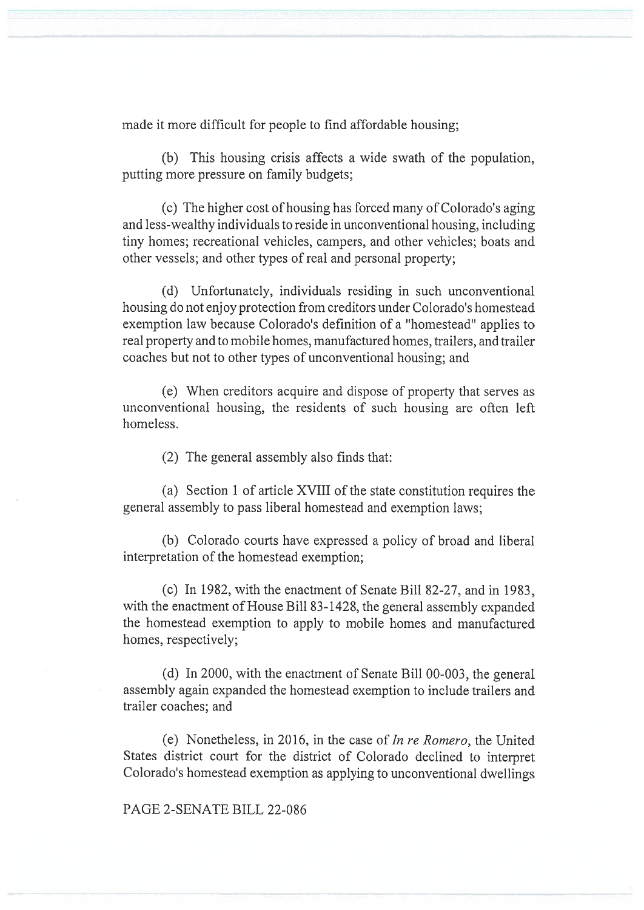made it more difficult for people to find affordable housing;

(b) This housing crisis affects a wide swath of the population, putting more pressure on family budgets;

(c) The higher cost of housing has forced many of Colorado's aging and less-wealthy individuals to reside in unconventional housing, including tiny homes; recreational vehicles, campers, and other vehicles; boats and other vessels; and other types of real and personal property;

(d) Unfortunately, individuals residing in such unconventional housing do not enjoy protection from creditors under Colorado's homestead exemption law because Colorado's definition of a "homestead" applies to real property and to mobile homes, manufactured homes, trailers, and trailer coaches but not to other types of unconventional housing; and

(e) When creditors acquire and dispose of property that serves as unconventional housing, the residents of such housing are often left homeless.

(2) The general assembly also finds that:

(a) Section 1 of article XVIII of the state constitution requires the general assembly to pass liberal homestead and exemption laws;

(b) Colorado courts have expressed a policy of broad and liberal interpretation of the homestead exemption;

(c) In 1982, with the enactment of Senate Bill 82-27, and in 1983, with the enactment of House Bill 83-1428, the general assembly expanded the homestead exemption to apply to mobile homes and manufactured homes, respectively;

(d) In 2000, with the enactment of Senate Bill 00-003, the general assembly again expanded the homestead exemption to include trailers and trailer coaches; and

(e) Nonetheless, in 2016, in the case of *In re Romero*, the United States district court for the district of Colorado declined to interpret Colorado's homestead exemption as applying to unconventional dwellings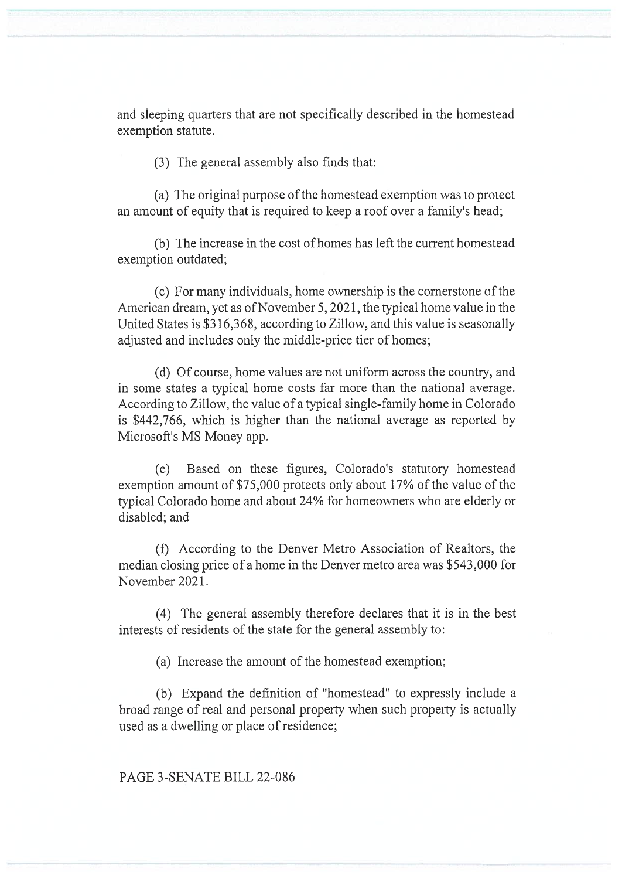and sleeping quarters that are not specifically described in the homestead exemption statute.

(3) The general assembly also finds that:

(a) The original purpose of the homestead exemption was to protect an amount of equity that is required to keep a roof over a family's head;

(b) The increase in the cost of homes has left the current homestead exemption outdated;

(c) For many individuals, home ownership is the cornerstone of the American dream, yet as of November 5, 2021, the typical home value in the United States is $316,368, according to Zillow, and this value is seasonally adjusted and includes only the middle-price tier of homes;

(d) Of course, home values are not uniform across the country, and in some states a typical home costs far more than the national average. According to Zillow, the value of a typical single-family home in Colorado is $442,766, which is higher than the national average as reported by Microsoft's MS Money app.

(e) Based on these figures, Colorado's statutory homestead exemption amount of $75,000 protects only about 17% of the value of the typical Colorado home and about 24% for homeowners who are elderly or disabled; and

(f) According to the Denver Metro Association of Realtors, the median closing price of a home in the Denver metro area was $543,000 for November 2021.

(4) The general assembly therefore declares that it is in the best interests of residents of the state for the general assembly to:

(a) Increase the amount of the homestead exemption;

(b) Expand the definition of "homestead" to expressly include a broad range of real and personal property when such property is actually used as a dwelling or place of residence;

PAGE 3-SENATE BILL 22-086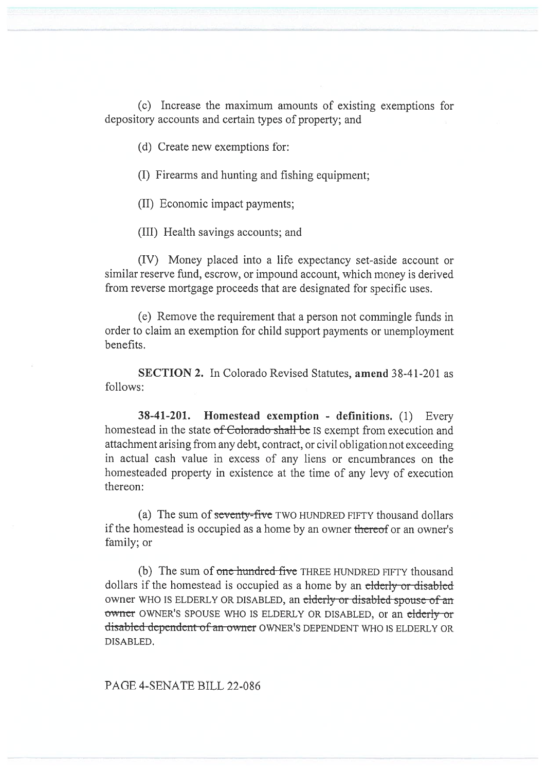(c) Increase the maximum amounts of existing exemptions for depository accounts and certain types of property; and

(d) Create new exemptions for:

(I) Firearms and hunting and fishing equipment;

(II) Economic impact payments;

(III) Health savings accounts; and

(IV) Money placed into a life expectancy set-aside account or similar reserve fund, escrow, or impound account, which money is derived from reverse mortgage proceeds that are designated for specific uses.

(e) Remove the requirement that a person not commingle funds in order to claim an exemption for child support payments or unemployment benefits.

**SECTION 2.** In Colorado Revised Statutes, **amend** 38-41-201 as follows:

**38-41-201. Homestead exemption - definitions.** (1) Every homestead in the state ~~of Colorado shall be~~ IS exempt from execution and attachment arising from any debt, contract, or civil obligation not exceeding in actual cash value in excess of any liens or encumbrances on the homesteaded property in existence at the time of any levy of execution thereon:

(a) The sum of ~~seventy-five~~ TWO HUNDRED FIFTY thousand dollars if the homestead is occupied as a home by an owner ~~thereof~~ or an owner's family; or

(b) The sum of ~~one hundred five~~ THREE HUNDRED FIFTY thousand dollars if the homestead is occupied as a home by an ~~elderly or disabled~~ owner WHO IS ELDERLY OR DISABLED, an ~~elderly or disabled spouse of an owner~~ OWNER'S SPOUSE WHO IS ELDERLY OR DISABLED, or an ~~elderly or disabled dependent of an owner~~ OWNER'S DEPENDENT WHO IS ELDERLY OR DISABLED.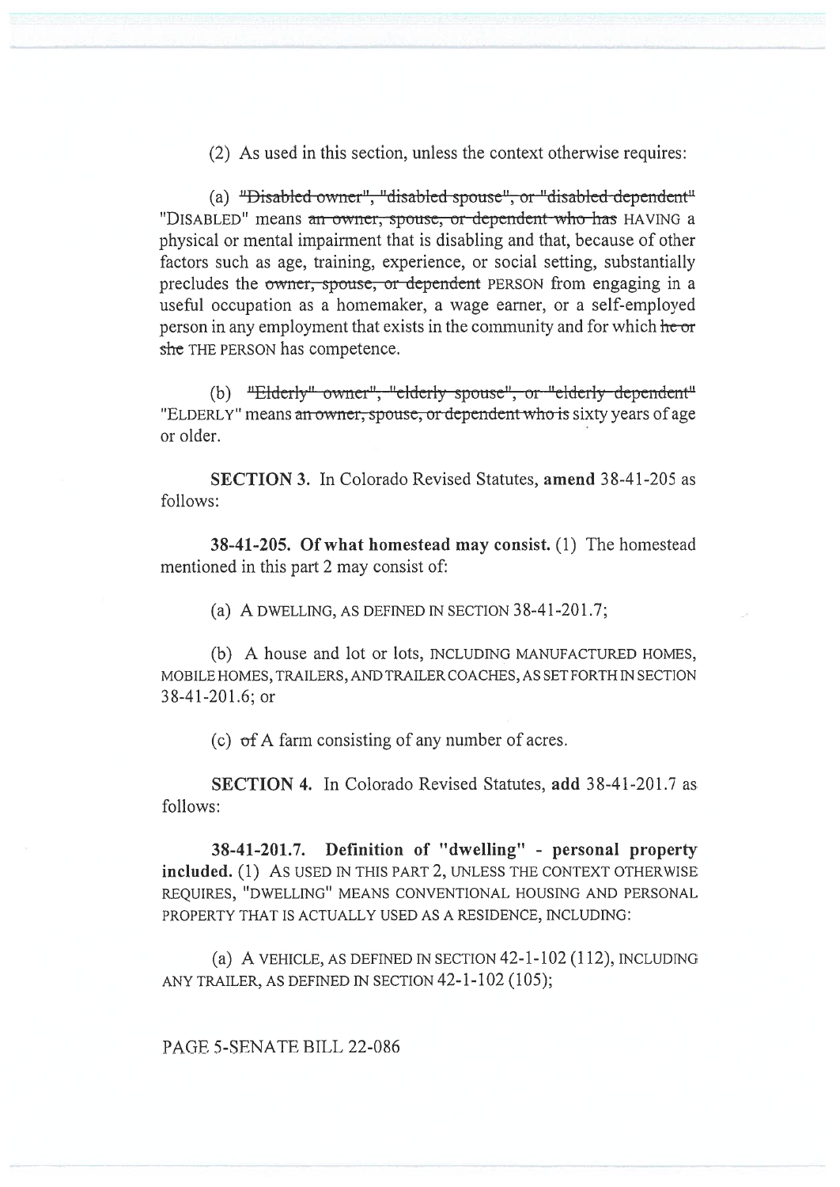(2) As used in this section, unless the context otherwise requires:

(a) ~~"Disabled owner", "disabled spouse", or "disabled dependent"~~ "DISABLED" means ~~an owner, spouse, or dependent who has~~ HAVING a physical or mental impairment that is disabling and that, because of other factors such as age, training, experience, or social setting, substantially precludes the ~~owner, spouse, or dependent~~ PERSON from engaging in a useful occupation as a homemaker, a wage earner, or a self-employed person in any employment that exists in the community and for which ~~he or she~~ THE PERSON has competence.

(b) ~~"Elderly" owner", "elderly spouse", or "elderly dependent"~~ "ELDERLY" means ~~an owner, spouse, or dependent who is~~ sixty years of age or older.

**SECTION 3.** In Colorado Revised Statutes, **amend** 38-41-205 as follows:

**38-41-205. Of what homestead may consist.** (1) The homestead mentioned in this part 2 may consist of:

(a) A DWELLING, AS DEFINED IN SECTION 38-41-201.7;

(b) A house and lot or lots, INCLUDING MANUFACTURED HOMES, MOBILE HOMES, TRAILERS, AND TRAILER COACHES, AS SET FORTH IN SECTION 38-41-201.6; or

(c) ~~of~~ A farm consisting of any number of acres.

**SECTION 4.** In Colorado Revised Statutes, **add** 38-41-201.7 as follows:

**38-41-201.7. Definition of "dwelling" - personal property included.** (1) AS USED IN THIS PART 2, UNLESS THE CONTEXT OTHERWISE REQUIRES, "DWELLING" MEANS CONVENTIONAL HOUSING AND PERSONAL PROPERTY THAT IS ACTUALLY USED AS A RESIDENCE, INCLUDING:

(a) A VEHICLE, AS DEFINED IN SECTION 42-1-102 (112), INCLUDING ANY TRAILER, AS DEFINED IN SECTION 42-1-102 (105);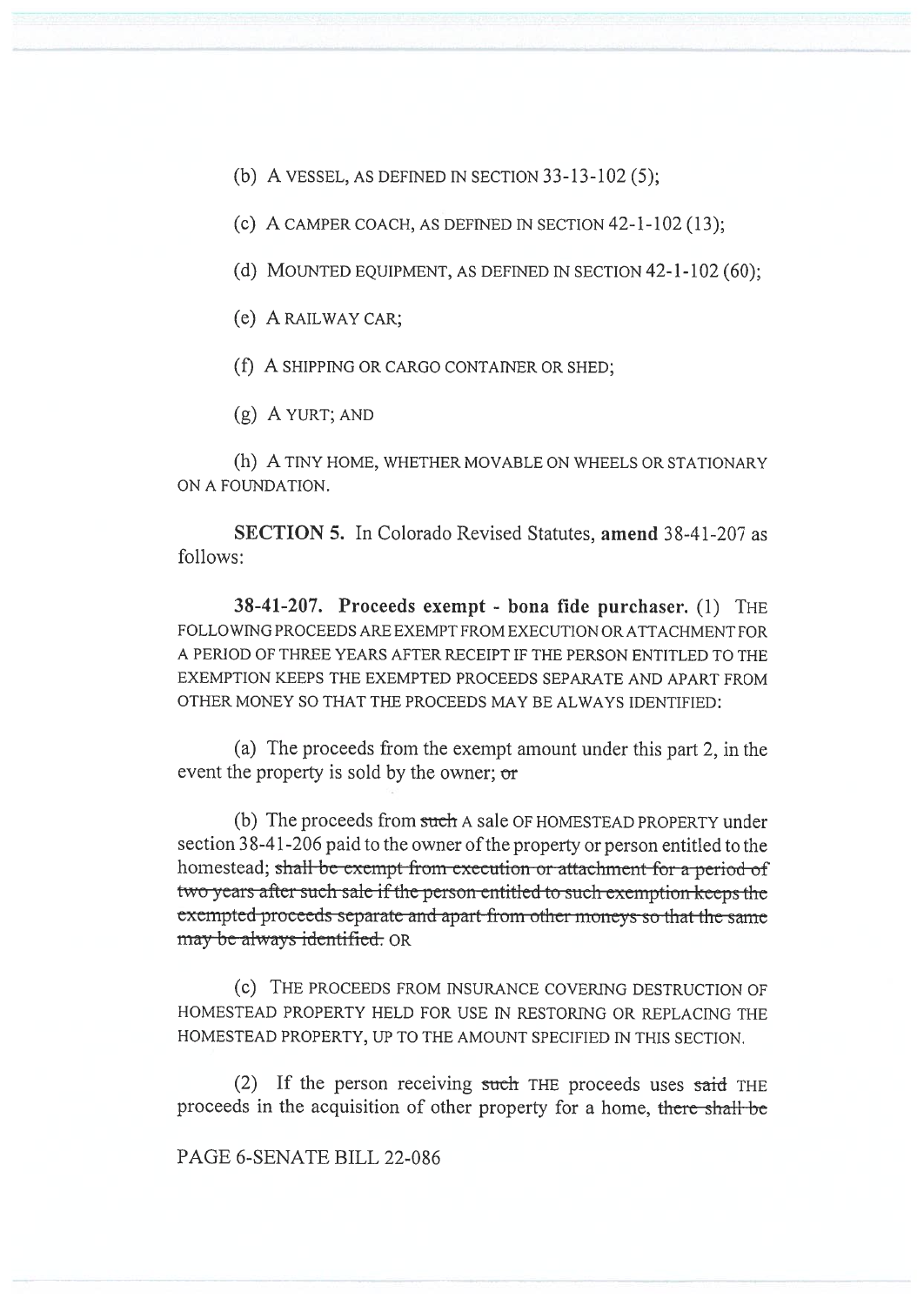(b) A VESSEL, AS DEFINED IN SECTION 33-13-102 (5);

(c) A CAMPER COACH, AS DEFINED IN SECTION 42-1-102 (13);

(d) MOUNTED EQUIPMENT, AS DEFINED IN SECTION 42-1-102 (60);

(e) A RAILWAY CAR;

(f) A SHIPPING OR CARGO CONTAINER OR SHED;

(g) A YURT; AND

(h) A TINY HOME, WHETHER MOVABLE ON WHEELS OR STATIONARY ON A FOUNDATION.

**SECTION 5.** In Colorado Revised Statutes, **amend** 38-41-207 as follows:

**38-41-207. Proceeds exempt - bona fide purchaser.** (1) THE FOLLOWING PROCEEDS ARE EXEMPT FROM EXECUTION OR ATTACHMENT FOR A PERIOD OF THREE YEARS AFTER RECEIPT IF THE PERSON ENTITLED TO THE EXEMPTION KEEPS THE EXEMPTED PROCEEDS SEPARATE AND APART FROM OTHER MONEY SO THAT THE PROCEEDS MAY BE ALWAYS IDENTIFIED:

(a) The proceeds from the exempt amount under this part 2, in the event the property is sold by the owner; ~~or~~

(b) The proceeds from ~~such~~ A sale OF HOMESTEAD PROPERTY under section 38-41-206 paid to the owner of the property or person entitled to the homestead; ~~shall be exempt from execution or attachment for a period of two years after such sale if the person entitled to such exemption keeps the exempted proceeds separate and apart from other moneys so that the same may be always identified.~~ OR

(c) THE PROCEEDS FROM INSURANCE COVERING DESTRUCTION OF HOMESTEAD PROPERTY HELD FOR USE IN RESTORING OR REPLACING THE HOMESTEAD PROPERTY, UP TO THE AMOUNT SPECIFIED IN THIS SECTION.

(2) If the person receiving ~~such~~ THE proceeds uses ~~said~~ THE proceeds in the acquisition of other property for a home, ~~there shall be~~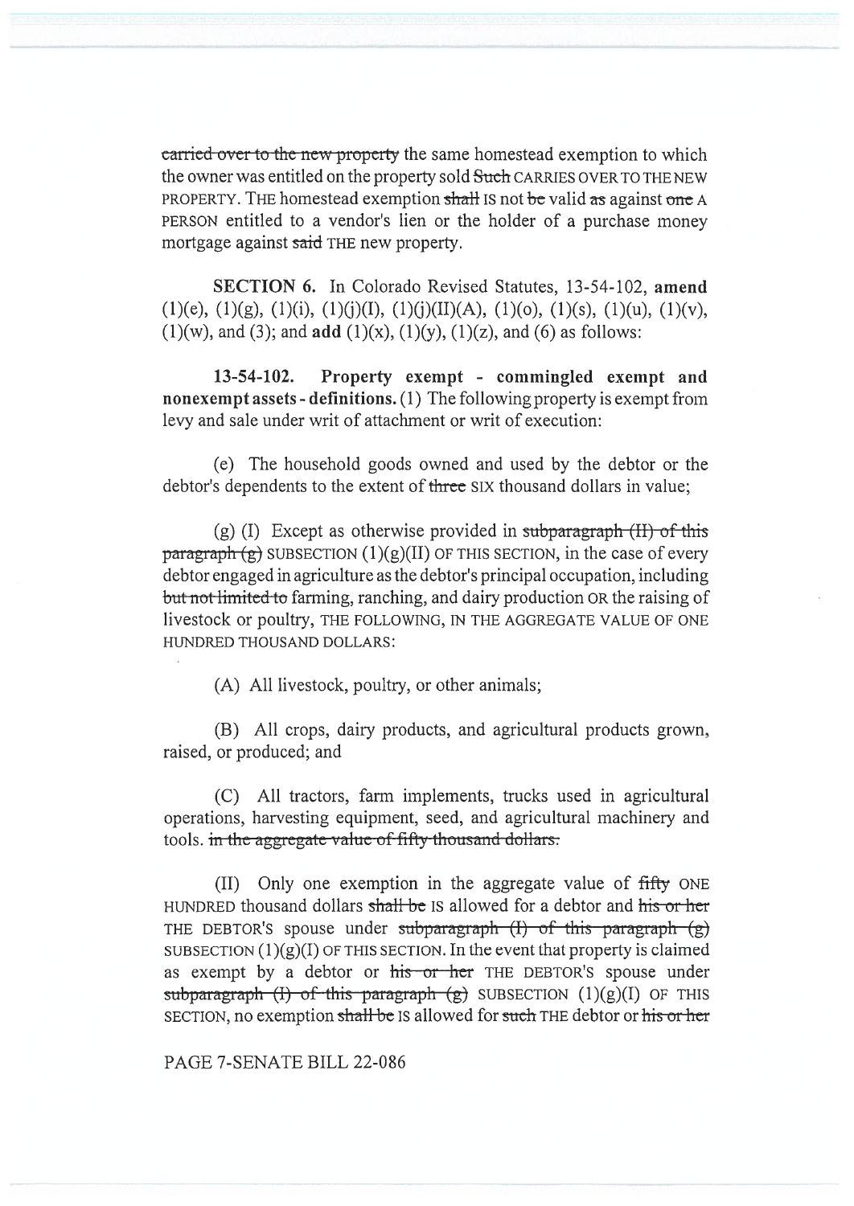~~carried over to the new property~~ the same homestead exemption to which the owner was entitled on the property sold ~~Such~~ CARRIES OVER TO THE NEW PROPERTY. THE homestead exemption ~~shall~~ IS not ~~be~~ valid ~~as~~ against ~~one~~ A PERSON entitled to a vendor's lien or the holder of a purchase money mortgage against ~~said~~ THE new property.

**SECTION 6.** In Colorado Revised Statutes, 13-54-102, **amend** (1)(e), (1)(g), (1)(i), (1)(j)(I), (1)(j)(II)(A), (1)(o), (1)(s), (1)(u), (1)(v), (1)(w), and (3); and **add** (1)(x), (1)(y), (1)(z), and (6) as follows:

**13-54-102. Property exempt - commingled exempt and nonexempt assets - definitions.** (1) The following property is exempt from levy and sale under writ of attachment or writ of execution:

(e) The household goods owned and used by the debtor or the debtor's dependents to the extent of ~~three~~ SIX thousand dollars in value;

(g) (I) Except as otherwise provided in ~~subparagraph (II) of this paragraph (g)~~ SUBSECTION (1)(g)(II) OF THIS SECTION, in the case of every debtor engaged in agriculture as the debtor's principal occupation, including ~~but not limited to~~ farming, ranching, and dairy production OR the raising of livestock or poultry, THE FOLLOWING, IN THE AGGREGATE VALUE OF ONE HUNDRED THOUSAND DOLLARS:

(A) All livestock, poultry, or other animals;

(B) All crops, dairy products, and agricultural products grown, raised, or produced; and

(C) All tractors, farm implements, trucks used in agricultural operations, harvesting equipment, seed, and agricultural machinery and tools. ~~in the aggregate value of fifty thousand dollars.~~

(II) Only one exemption in the aggregate value of ~~fifty~~ ONE HUNDRED thousand dollars ~~shall be~~ IS allowed for a debtor and ~~his or her~~ THE DEBTOR'S spouse under ~~subparagraph (I) of this paragraph (g)~~ SUBSECTION (1)(g)(I) OF THIS SECTION. In the event that property is claimed as exempt by a debtor or ~~his or her~~ THE DEBTOR'S spouse under ~~subparagraph (I) of this paragraph (g)~~ SUBSECTION (1)(g)(I) OF THIS SECTION, no exemption ~~shall be~~ IS allowed for ~~such~~ THE debtor or ~~his or her~~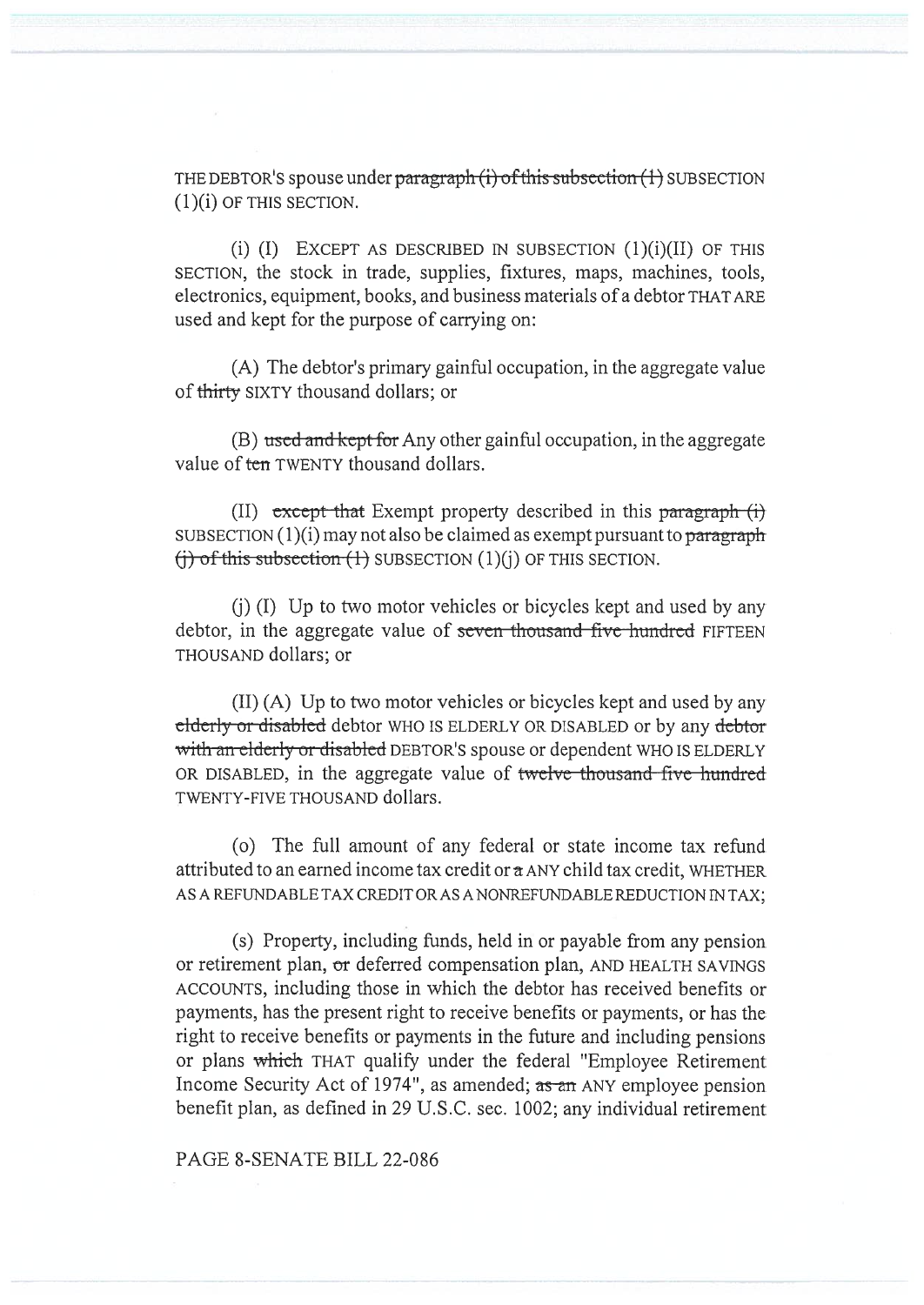THE DEBTOR'S spouse under ~~paragraph (i) of this subsection (1)~~ SUBSECTION (1)(i) OF THIS SECTION.

(i) (I) EXCEPT AS DESCRIBED IN SUBSECTION (1)(i)(II) OF THIS SECTION, the stock in trade, supplies, fixtures, maps, machines, tools, electronics, equipment, books, and business materials of a debtor THAT ARE used and kept for the purpose of carrying on:

(A) The debtor's primary gainful occupation, in the aggregate value of ~~thirty~~ SIXTY thousand dollars; or

(B) ~~used and kept for~~ Any other gainful occupation, in the aggregate value of ~~ten~~ TWENTY thousand dollars.

(II) ~~except that~~ Exempt property described in this ~~paragraph (i)~~ SUBSECTION (1)(i) may not also be claimed as exempt pursuant to ~~paragraph (j) of this subsection (1)~~ SUBSECTION (1)(j) OF THIS SECTION.

(j) (I) Up to two motor vehicles or bicycles kept and used by any debtor, in the aggregate value of ~~seven thousand five hundred~~ FIFTEEN THOUSAND dollars; or

(II) (A) Up to two motor vehicles or bicycles kept and used by any ~~elderly or disabled~~ debtor WHO IS ELDERLY OR DISABLED or by any ~~debtor with an elderly or disabled~~ DEBTOR'S spouse or dependent WHO IS ELDERLY OR DISABLED, in the aggregate value of ~~twelve thousand five hundred~~ TWENTY-FIVE THOUSAND dollars.

(o) The full amount of any federal or state income tax refund attributed to an earned income tax credit or ~~a~~ ANY child tax credit, WHETHER AS A REFUNDABLE TAX CREDIT OR AS A NONREFUNDABLE REDUCTION IN TAX;

(s) Property, including funds, held in or payable from any pension or retirement plan, ~~or~~ deferred compensation plan, AND HEALTH SAVINGS ACCOUNTS, including those in which the debtor has received benefits or payments, has the present right to receive benefits or payments, or has the right to receive benefits or payments in the future and including pensions or plans ~~which~~ THAT qualify under the federal "Employee Retirement Income Security Act of 1974", as amended; ~~as an~~ ANY employee pension benefit plan, as defined in 29 U.S.C. sec. 1002; any individual retirement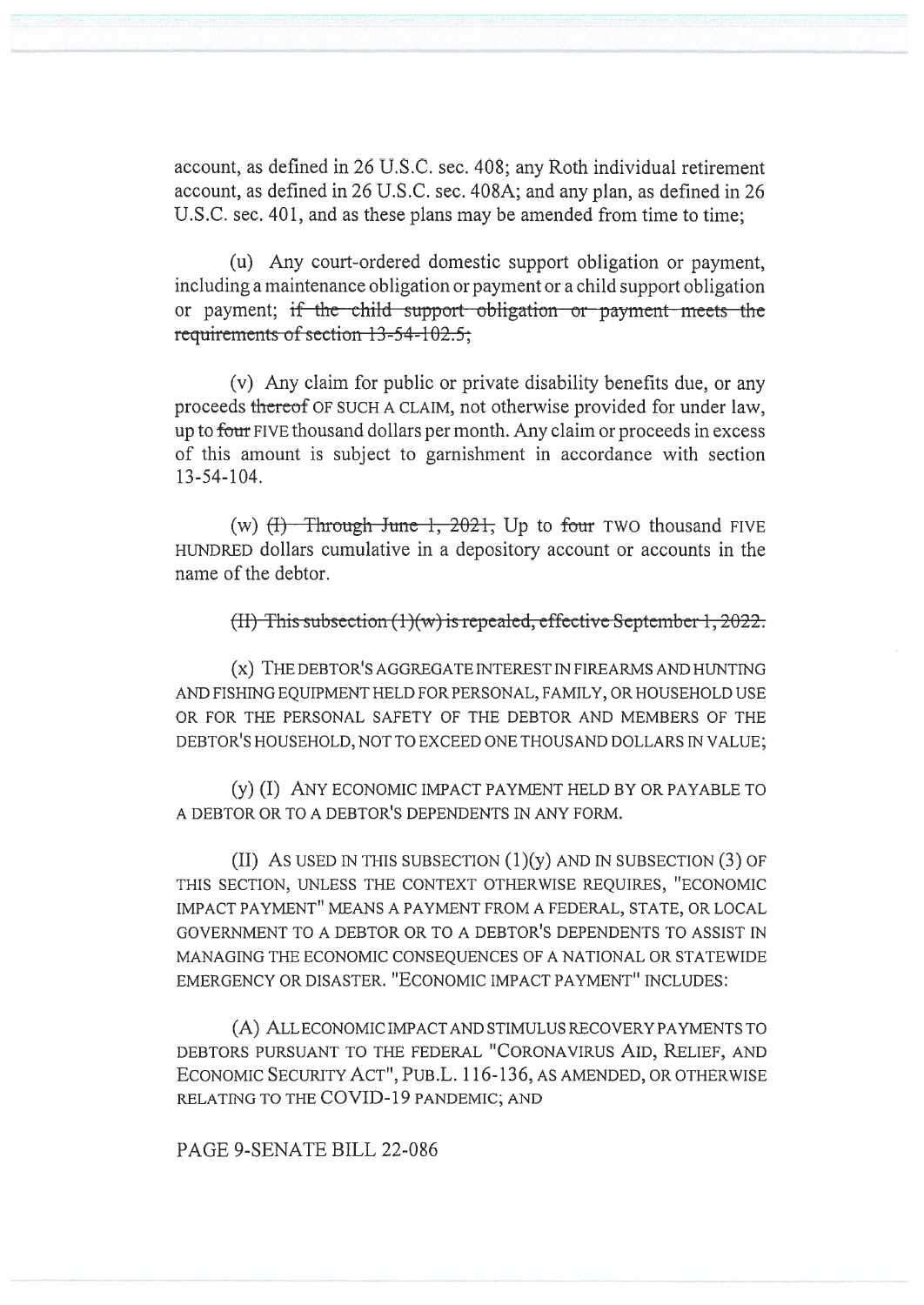account, as defined in 26 U.S.C. sec. 408; any Roth individual retirement account, as defined in 26 U.S.C. sec. 408A; and any plan, as defined in 26 U.S.C. sec. 401, and as these plans may be amended from time to time;

(u) Any court-ordered domestic support obligation or payment, including a maintenance obligation or payment or a child support obligation or payment; ~~if the child support obligation or payment meets the requirements of section 13-54-102.5;~~

(v) Any claim for public or private disability benefits due, or any proceeds ~~thereof~~ OF SUCH A CLAIM, not otherwise provided for under law, up to ~~four~~ FIVE thousand dollars per month. Any claim or proceeds in excess of this amount is subject to garnishment in accordance with section 13-54-104.

(w) ~~(I) Through June 1, 2021,~~ Up to ~~four~~ TWO thousand FIVE HUNDRED dollars cumulative in a depository account or accounts in the name of the debtor.

~~(II) This subsection (1)(w) is repealed, effective September 1, 2022.~~

(x) THE DEBTOR'S AGGREGATE INTEREST IN FIREARMS AND HUNTING AND FISHING EQUIPMENT HELD FOR PERSONAL, FAMILY, OR HOUSEHOLD USE OR FOR THE PERSONAL SAFETY OF THE DEBTOR AND MEMBERS OF THE DEBTOR'S HOUSEHOLD, NOT TO EXCEED ONE THOUSAND DOLLARS IN VALUE;

(y) (I) ANY ECONOMIC IMPACT PAYMENT HELD BY OR PAYABLE TO A DEBTOR OR TO A DEBTOR'S DEPENDENTS IN ANY FORM.

(II) AS USED IN THIS SUBSECTION (1)(y) AND IN SUBSECTION (3) OF THIS SECTION, UNLESS THE CONTEXT OTHERWISE REQUIRES, "ECONOMIC IMPACT PAYMENT" MEANS A PAYMENT FROM A FEDERAL, STATE, OR LOCAL GOVERNMENT TO A DEBTOR OR TO A DEBTOR'S DEPENDENTS TO ASSIST IN MANAGING THE ECONOMIC CONSEQUENCES OF A NATIONAL OR STATEWIDE EMERGENCY OR DISASTER. "ECONOMIC IMPACT PAYMENT" INCLUDES:

(A) ALL ECONOMIC IMPACT AND STIMULUS RECOVERY PAYMENTS TO DEBTORS PURSUANT TO THE FEDERAL "CORONAVIRUS AID, RELIEF, AND ECONOMIC SECURITY ACT", PUB.L. 116-136, AS AMENDED, OR OTHERWISE RELATING TO THE COVID-19 PANDEMIC; AND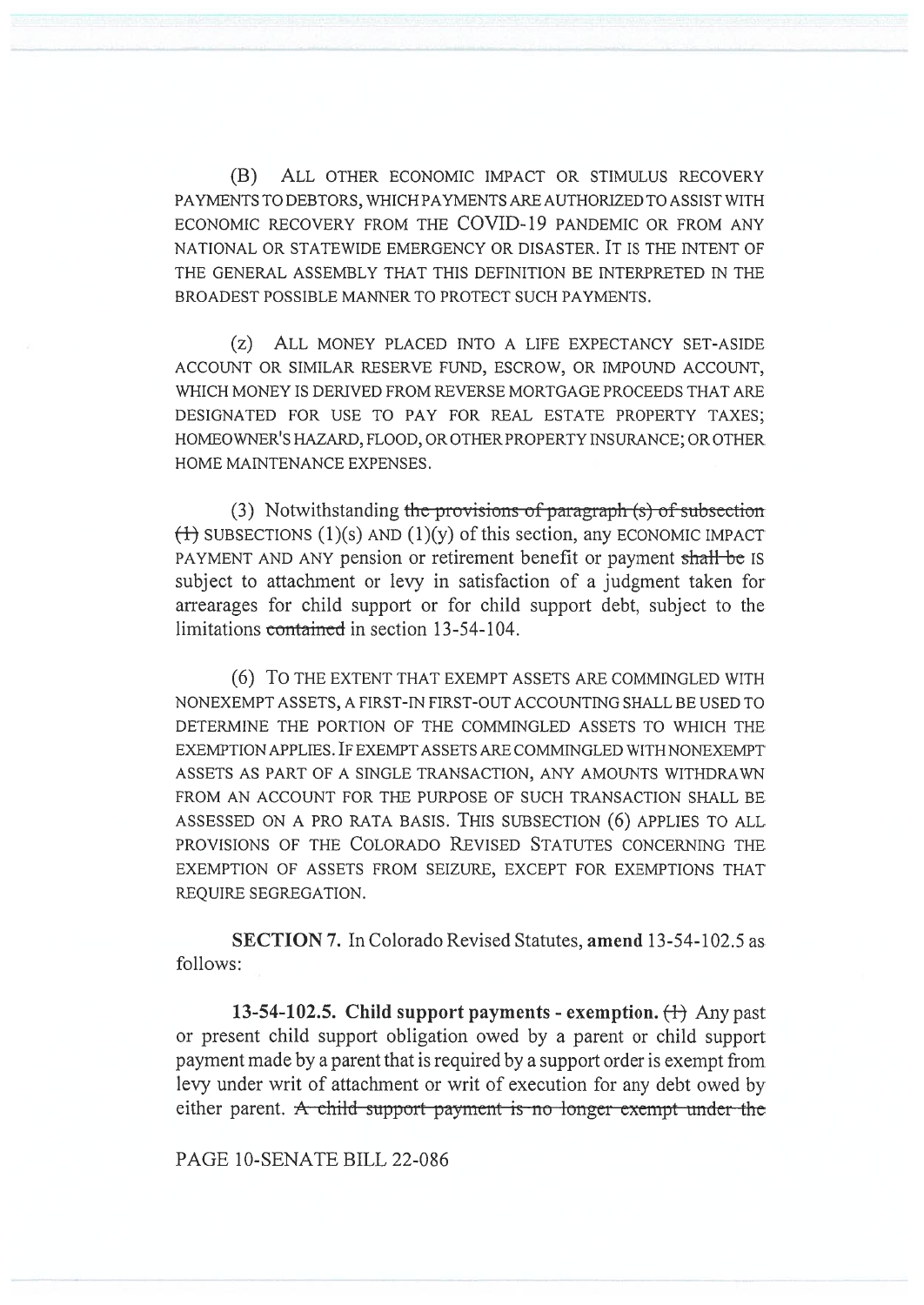(B) ALL OTHER ECONOMIC IMPACT OR STIMULUS RECOVERY PAYMENTS TO DEBTORS, WHICH PAYMENTS ARE AUTHORIZED TO ASSIST WITH ECONOMIC RECOVERY FROM THE COVID-19 PANDEMIC OR FROM ANY NATIONAL OR STATEWIDE EMERGENCY OR DISASTER. IT IS THE INTENT OF THE GENERAL ASSEMBLY THAT THIS DEFINITION BE INTERPRETED IN THE BROADEST POSSIBLE MANNER TO PROTECT SUCH PAYMENTS.

(z) ALL MONEY PLACED INTO A LIFE EXPECTANCY SET-ASIDE ACCOUNT OR SIMILAR RESERVE FUND, ESCROW, OR IMPOUND ACCOUNT, WHICH MONEY IS DERIVED FROM REVERSE MORTGAGE PROCEEDS THAT ARE DESIGNATED FOR USE TO PAY FOR REAL ESTATE PROPERTY TAXES; HOMEOWNER'S HAZARD, FLOOD, OR OTHER PROPERTY INSURANCE; OR OTHER HOME MAINTENANCE EXPENSES.

(3) Notwithstanding ~~the provisions of paragraph (s) of subsection (1)~~ SUBSECTIONS (1)(s) AND (1)(y) of this section, any ECONOMIC IMPACT PAYMENT AND ANY pension or retirement benefit or payment ~~shall be~~ IS subject to attachment or levy in satisfaction of a judgment taken for arrearages for child support or for child support debt, subject to the limitations ~~contained~~ in section 13-54-104.

(6) TO THE EXTENT THAT EXEMPT ASSETS ARE COMMINGLED WITH NONEXEMPT ASSETS, A FIRST-IN FIRST-OUT ACCOUNTING SHALL BE USED TO DETERMINE THE PORTION OF THE COMMINGLED ASSETS TO WHICH THE EXEMPTION APPLIES. IF EXEMPT ASSETS ARE COMMINGLED WITH NONEXEMPT ASSETS AS PART OF A SINGLE TRANSACTION, ANY AMOUNTS WITHDRAWN FROM AN ACCOUNT FOR THE PURPOSE OF SUCH TRANSACTION SHALL BE ASSESSED ON A PRO RATA BASIS. THIS SUBSECTION (6) APPLIES TO ALL PROVISIONS OF THE COLORADO REVISED STATUTES CONCERNING THE EXEMPTION OF ASSETS FROM SEIZURE, EXCEPT FOR EXEMPTIONS THAT REQUIRE SEGREGATION.

**SECTION 7.** In Colorado Revised Statutes, **amend** 13-54-102.5 as follows:

**13-54-102.5. Child support payments - exemption.** ~~(1)~~ Any past or present child support obligation owed by a parent or child support payment made by a parent that is required by a support order is exempt from levy under writ of attachment or writ of execution for any debt owed by either parent. ~~A child support payment is no longer exempt under the~~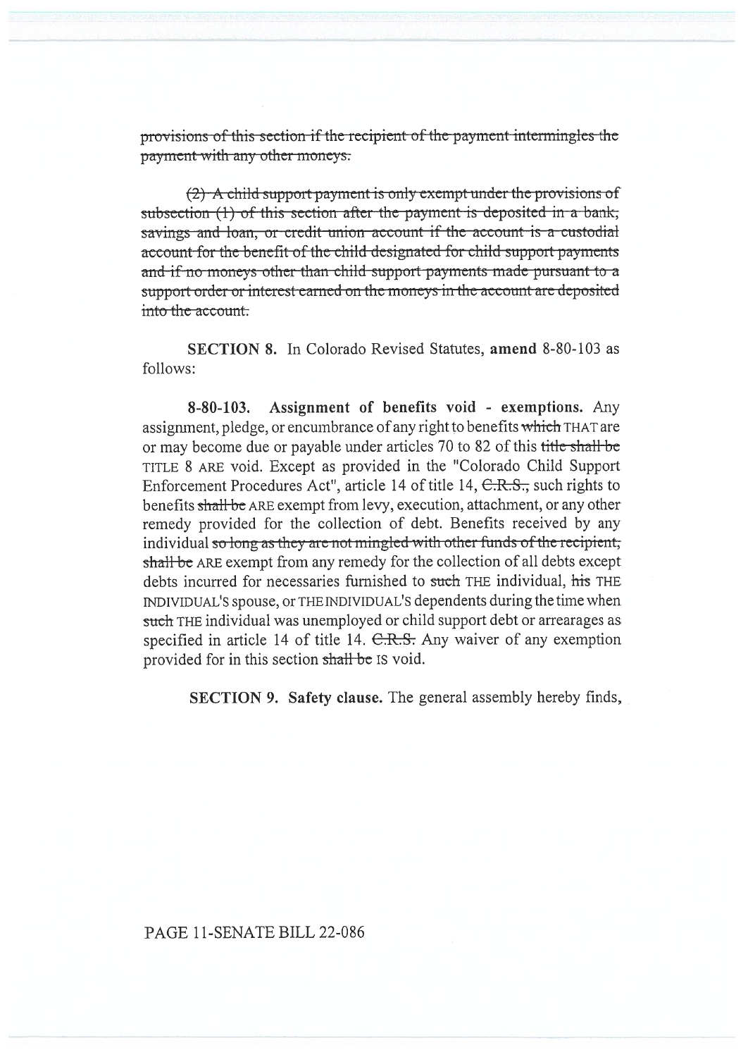~~provisions of this section if the recipient of the payment intermingles the payment with any other moneys.~~

~~(2) A child support payment is only exempt under the provisions of subsection (1) of this section after the payment is deposited in a bank, savings and loan, or credit union account if the account is a custodial account for the benefit of the child designated for child support payments and if no moneys other than child support payments made pursuant to a support order or interest earned on the moneys in the account are deposited into the account.~~

**SECTION 8.** In Colorado Revised Statutes, **amend** 8-80-103 as follows:

**8-80-103. Assignment of benefits void - exemptions.** Any assignment, pledge, or encumbrance of any right to benefits ~~which~~ THAT are or may become due or payable under articles 70 to 82 of this ~~title shall be~~ TITLE 8 ARE void. Except as provided in the "Colorado Child Support Enforcement Procedures Act", article 14 of title 14, ~~C.R.S.,~~ such rights to benefits ~~shall be~~ ARE exempt from levy, execution, attachment, or any other remedy provided for the collection of debt. Benefits received by any individual ~~so long as they are not mingled with other funds of the recipient, shall be~~ ARE exempt from any remedy for the collection of all debts except debts incurred for necessaries furnished to ~~such~~ THE individual, ~~his~~ THE INDIVIDUAL'S spouse, or THE INDIVIDUAL'S dependents during the time when ~~such~~ THE individual was unemployed or child support debt or arrearages as specified in article 14 of title 14. ~~C.R.S.~~ Any waiver of any exemption provided for in this section ~~shall be~~ IS void.

**SECTION 9. Safety clause.** The general assembly hereby finds,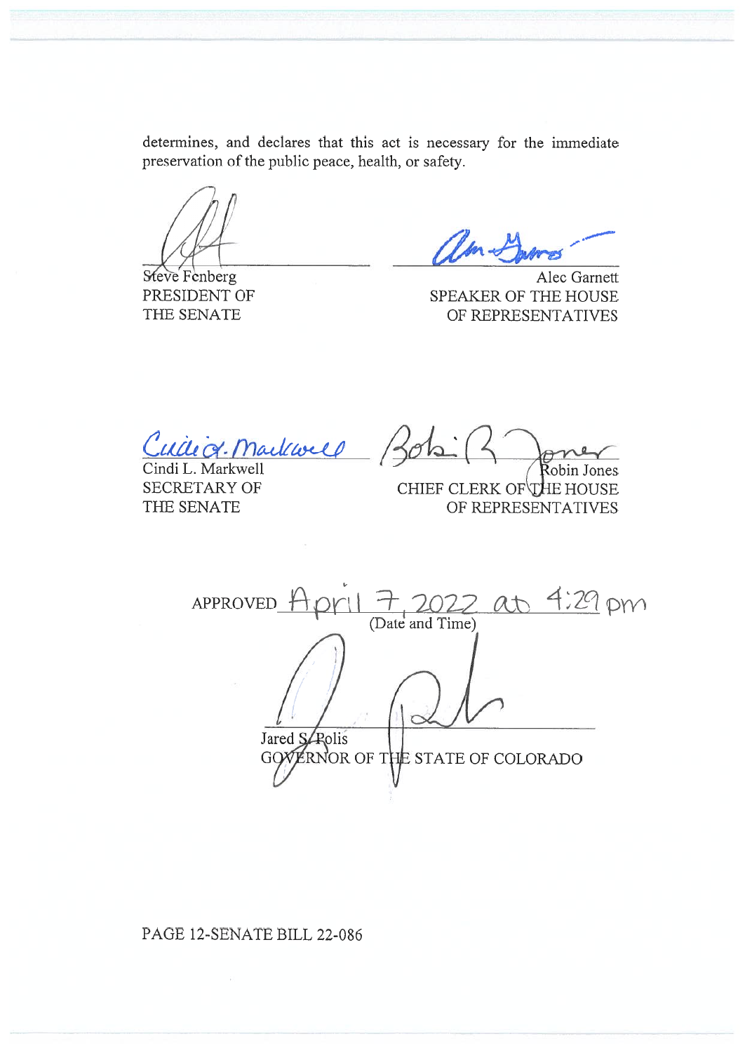determines, and declares that this act is necessary for the immediate preservation of the public peace, health, or safety.

| | |
|---|---|
| Steve Fenberg<br>PRESIDENT OF<br>THE SENATE | Alec Garnett<br>SPEAKER OF THE HOUSE<br>OF REPRESENTATIVES |
| Cindi L. Markwell<br>SECRETARY OF<br>THE SENATE | Robin Jones<br>CHIEF CLERK OF THE HOUSE<br>OF REPRESENTATIVES |

APPROVED April 7, 2022 at 4:29 pm
(Date and Time)

Jared S. Polis
GOVERNOR OF THE STATE OF COLORADO

PAGE 12-SENATE BILL 22-086